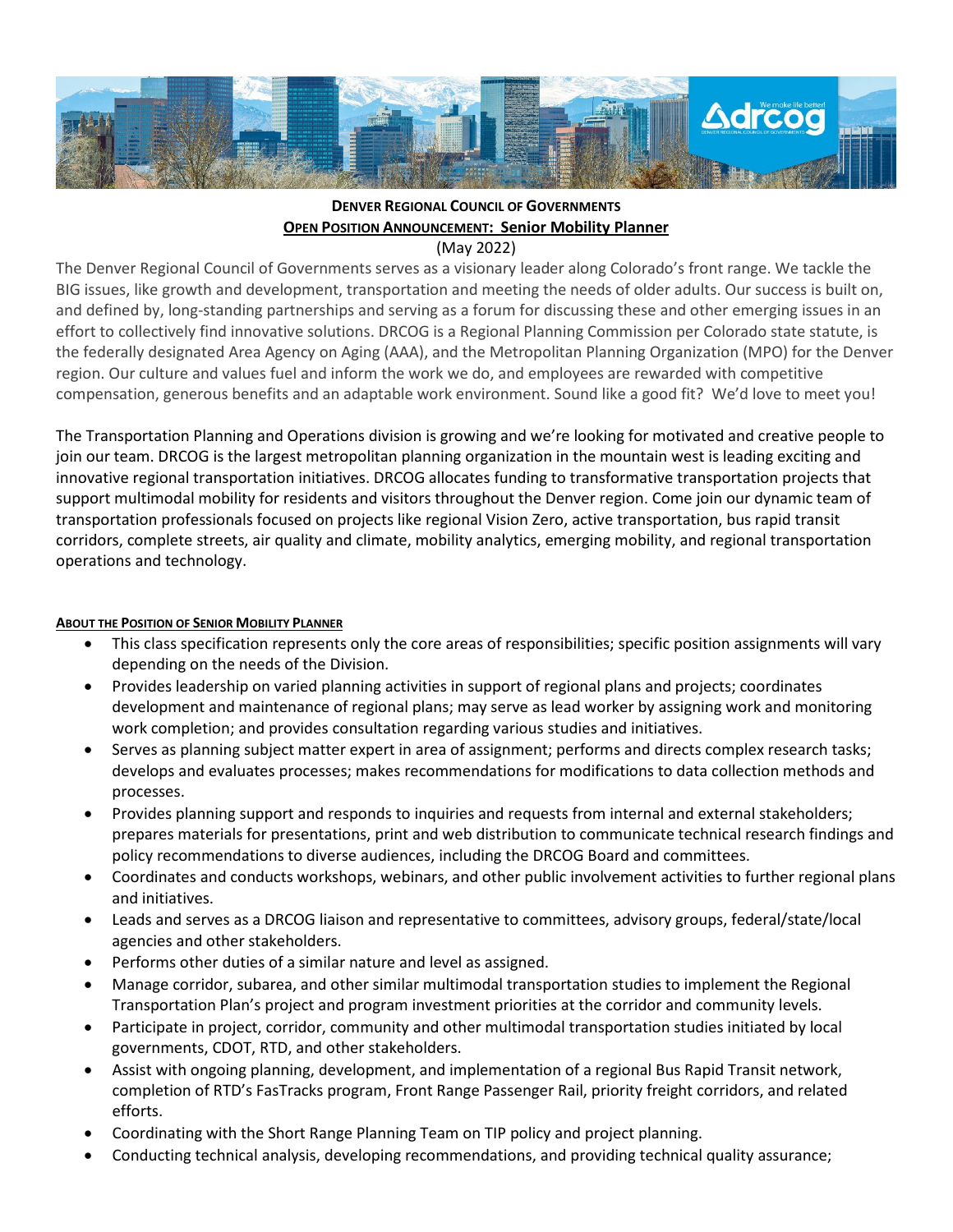**DENVER REGIONAL COUNCIL OF GOVERNMENTS**

**OPEN POSITION ANNOUNCEMENT: Senior Mobility Planner**

(May 2022)

The Denver Regional Council of Governments serves as a visionary leader along Colorado's front range. We tackle the BIG issues, like growth and development, transportation and meeting the needs of older adults. Our success is built on, and defined by, long-standing partnerships and serving as a forum for discussing these and other emerging issues in an effort to collectively find innovative solutions. DRCOG is a Regional Planning Commission per Colorado state statute, is the federally designated Area Agency on Aging (AAA), and the Metropolitan Planning Organization (MPO) for the Denver region. Our culture and values fuel and inform the work we do, and employees are rewarded with competitive compensation, generous benefits and an adaptable work environment. Sound like a good fit? We'd love to meet you!

The Transportation Planning and Operations division is growing and we're looking for motivated and creative people to join our team. DRCOG is the largest metropolitan planning organization in the mountain west is leading exciting and innovative regional transportation initiatives. DRCOG allocates funding to transformative transportation projects that support multimodal mobility for residents and visitors throughout the Denver region. Come join our dynamic team of transportation professionals focused on projects like regional Vision Zero, active transportation, bus rapid transit corridors, complete streets, air quality and climate, mobility analytics, emerging mobility, and regional transportation operations and technology.

**ABOUT THE POSITION OF SENIOR MOBILITY PLANNER**

- This class specification represents only the core areas of responsibilities; specific position assignments will vary depending on the needs of the Division.
- Provides leadership on varied planning activities in support of regional plans and projects; coordinates development and maintenance of regional plans; may serve as lead worker by assigning work and monitoring work completion; and provides consultation regarding various studies and initiatives.
- Serves as planning subject matter expert in area of assignment; performs and directs complex research tasks; develops and evaluates processes; makes recommendations for modifications to data collection methods and processes.
- Provides planning support and responds to inquiries and requests from internal and external stakeholders; prepares materials for presentations, print and web distribution to communicate technical research findings and policy recommendations to diverse audiences, including the DRCOG Board and committees.
- Coordinates and conducts workshops, webinars, and other public involvement activities to further regional plans and initiatives.
- Leads and serves as a DRCOG liaison and representative to committees, advisory groups, federal/state/local agencies and other stakeholders.
- Performs other duties of a similar nature and level as assigned.
- Manage corridor, subarea, and other similar multimodal transportation studies to implement the Regional Transportation Plan's project and program investment priorities at the corridor and community levels.
- Participate in project, corridor, community and other multimodal transportation studies initiated by local governments, CDOT, RTD, and other stakeholders.
- Assist with ongoing planning, development, and implementation of a regional Bus Rapid Transit network, completion of RTD's FasTracks program, Front Range Passenger Rail, priority freight corridors, and related efforts.
- Coordinating with the Short Range Planning Team on TIP policy and project planning.
- Conducting technical analysis, developing recommendations, and providing technical quality assurance;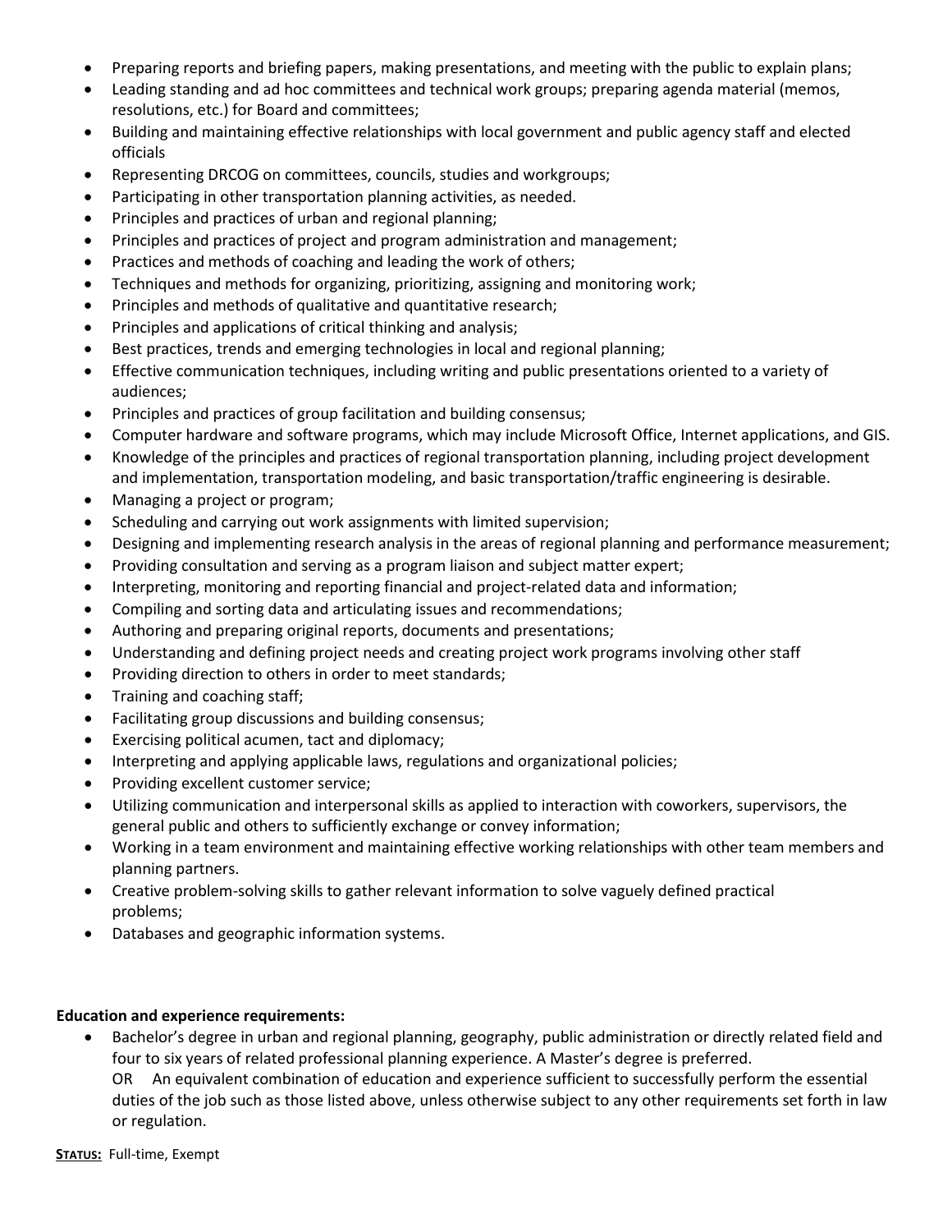- Preparing reports and briefing papers, making presentations, and meeting with the public to explain plans;
- Leading standing and ad hoc committees and technical work groups; preparing agenda material (memos, resolutions, etc.) for Board and committees;
- Building and maintaining effective relationships with local government and public agency staff and elected officials
- Representing DRCOG on committees, councils, studies and workgroups;
- Participating in other transportation planning activities, as needed.
- Principles and practices of urban and regional planning;
- Principles and practices of project and program administration and management;
- Practices and methods of coaching and leading the work of others;
- Techniques and methods for organizing, prioritizing, assigning and monitoring work;
- Principles and methods of qualitative and quantitative research;
- Principles and applications of critical thinking and analysis;
- Best practices, trends and emerging technologies in local and regional planning;
- Effective communication techniques, including writing and public presentations oriented to a variety of audiences;
- Principles and practices of group facilitation and building consensus;
- Computer hardware and software programs, which may include Microsoft Office, Internet applications, and GIS.
- Knowledge of the principles and practices of regional transportation planning, including project development and implementation, transportation modeling, and basic transportation/traffic engineering is desirable.
- Managing a project or program;
- Scheduling and carrying out work assignments with limited supervision;
- Designing and implementing research analysis in the areas of regional planning and performance measurement;
- Providing consultation and serving as a program liaison and subject matter expert;
- Interpreting, monitoring and reporting financial and project-related data and information;
- Compiling and sorting data and articulating issues and recommendations;
- Authoring and preparing original reports, documents and presentations;
- Understanding and defining project needs and creating project work programs involving other staff
- Providing direction to others in order to meet standards;
- Training and coaching staff;
- Facilitating group discussions and building consensus;
- Exercising political acumen, tact and diplomacy;
- Interpreting and applying applicable laws, regulations and organizational policies;
- Providing excellent customer service;
- Utilizing communication and interpersonal skills as applied to interaction with coworkers, supervisors, the general public and others to sufficiently exchange or convey information;
- Working in a team environment and maintaining effective working relationships with other team members and planning partners.
- Creative problem-solving skills to gather relevant information to solve vaguely defined practical problems;
- Databases and geographic information systems.

**Education and experience requirements:**

- Bachelor's degree in urban and regional planning, geography, public administration or directly related field and four to six years of related professional planning experience. A Master's degree is preferred.
  OR An equivalent combination of education and experience sufficient to successfully perform the essential duties of the job such as those listed above, unless otherwise subject to any other requirements set forth in law or regulation.

**STATUS:** Full-time, Exempt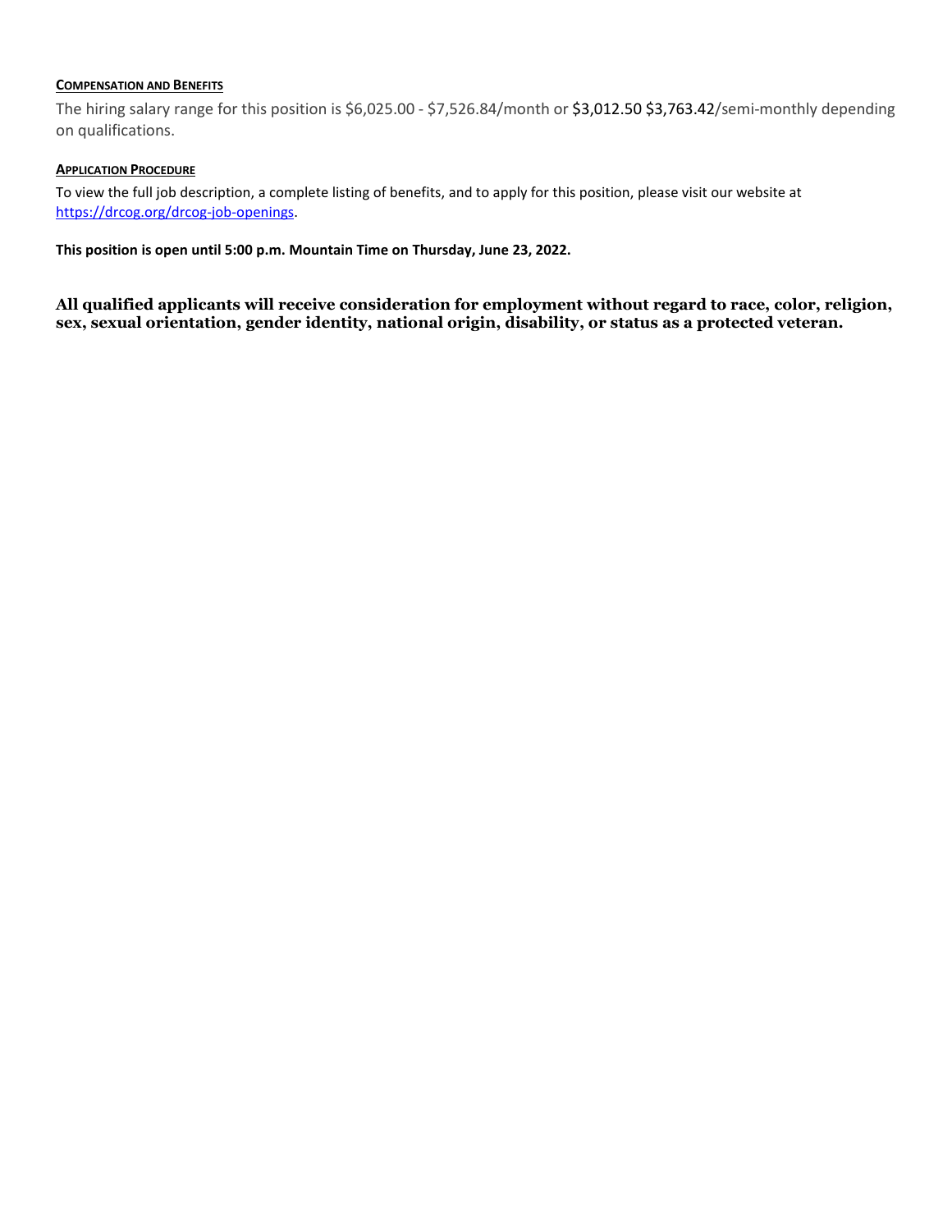**COMPENSATION AND BENEFITS**

The hiring salary range for this position is $6,025.00 - $7,526.84/month or $3,012.50 $3,763.42/semi-monthly depending on qualifications.

**APPLICATION PROCEDURE**

To view the full job description, a complete listing of benefits, and to apply for this position, please visit our website at [https://drcog.org/drcog-job-openings](https://drcog.org/drcog-job-openings).

**This position is open until 5:00 p.m. Mountain Time on Thursday, June 23, 2022.**

**All qualified applicants will receive consideration for employment without regard to race, color, religion, sex, sexual orientation, gender identity, national origin, disability, or status as a protected veteran.**